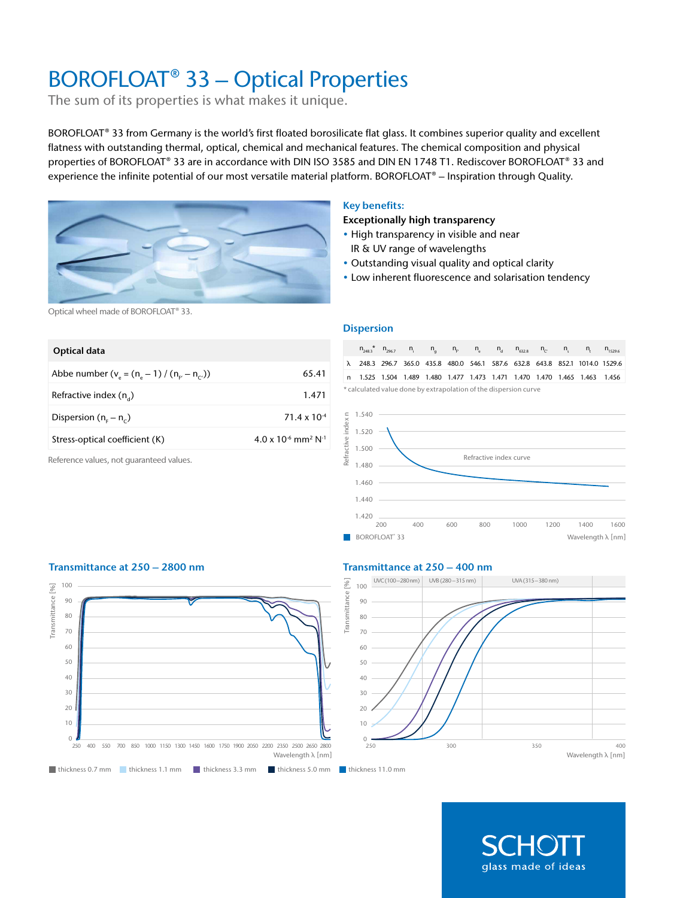# BOROFLOAT® 33 – Optical Properties

The sum of its properties is what makes it unique.

BOROFLOAT® 33 from Germany is the world's first floated borosilicate flat glass. It combines superior quality and excellent flatness with outstanding thermal, optical, chemical and mechanical features. The chemical composition and physical properties of BOROFLOAT® 33 are in accordance with DIN ISO 3585 and DIN EN 1748 T1. Rediscover BOROFLOAT® 33 and experience the infinite potential of our most versatile material platform. BOROFLOAT® – Inspiration through Quality.

Optical wheel made of BOROFLOAT® 33.

## Key benefits:

**Exceptionally high transparency**

- High transparency in visible and near IR & UV range of wavelengths
- Outstanding visual quality and optical clarity
- Low inherent fluorescence and solarisation tendency

## Optical data

| Optical data | |
|---|---|
| Abbe number ($\nu_e = (n_e - 1) / (n_{F'} - n_{C'})$) | 65.41 |
| Refractive index ($n_d$) | 1.471 |
| Dispersion ($n_F - n_C$) | $71.4 \times 10^{-4}$ |
| Stress-optical coefficient (K) | $4.0 \times 10^{-6}$ mm² N⁻¹ |

Reference values, not guaranteed values.

## Dispersion

| | $n_{248.3}$* | $n_{296.7}$ | $n_i$ | $n_g$ | $n_{F'}$ | $n_e$ | $n_d$ | $n_{632.8}$ | $n_{C'}$ | $n_s$ | $n_t$ | $n_{1529.6}$ |
|---|---|---|---|---|---|---|---|---|---|---|---|---|
| λ | 248.3 | 296.7 | 365.0 | 435.8 | 480.0 | 546.1 | 587.6 | 632.8 | 643.8 | 852.1 | 1014.0 | 1529.6 |
| n | 1.525 | 1.504 | 1.489 | 1.480 | 1.477 | 1.473 | 1.471 | 1.470 | 1.470 | 1.465 | 1.463 | 1.456 |

\* calculated value done by extrapolation of the dispersion curve

Refractive index curve — BOROFLOAT® 33 (Refractive index n vs. Wavelength λ [nm])

## Transmittance at 250 – 2800 nm

Transmittance [%] vs. Wavelength λ [nm]

## Transmittance at 250 – 400 nm

UVC (100–280 nm) | UVB (280–315 nm) | UVA (315–380 nm)

Transmittance [%] vs. Wavelength λ [nm]

thickness 0.7 mm | thickness 1.1 mm | thickness 3.3 mm | thickness 5.0 mm | thickness 11.0 mm

SCHOTT glass made of ideas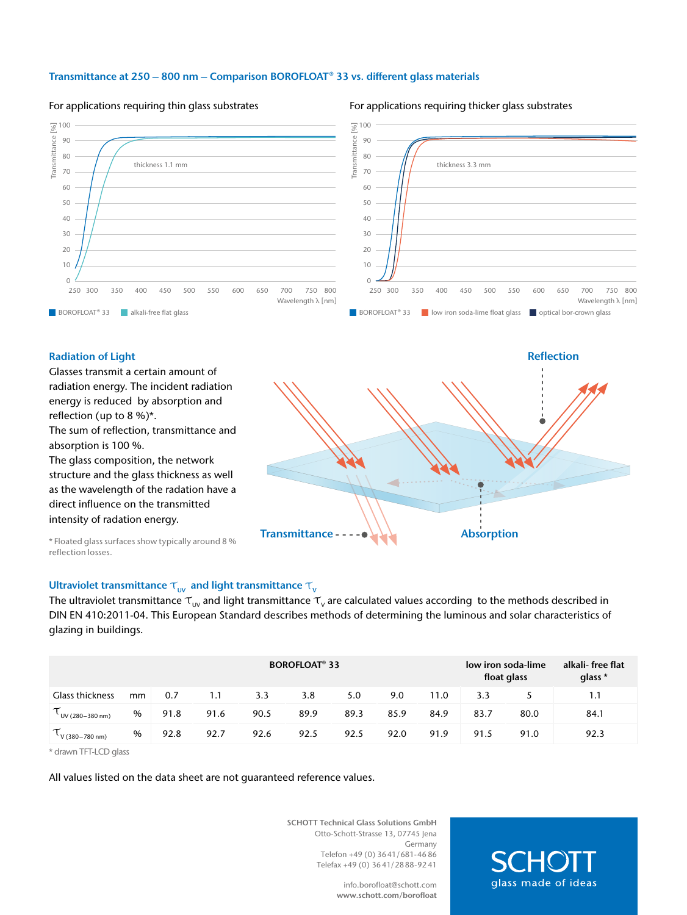## Transmittance at 250 – 800 nm – Comparison BOROFLOAT® 33 vs. different glass materials

For applications requiring thin glass substrates

Transmittance [%]
100
90
80
70
60
50
40
30
20
10
0
thickness 1.1 mm
250 300 350 400 450 500 550 600 650 700 750 800
Wavelength λ [nm]

BOROFLOAT® 33 alkali-free flat glass

For applications requiring thicker glass substrates

Transmittance [%]
100
90
80
70
60
50
40
30
20
10
0
thickness 3.3 mm
250 300 350 400 450 500 550 600 650 700 750 800
Wavelength λ [nm]

BOROFLOAT® 33 low iron soda-lime float glass optical bor-crown glass

### Radiation of Light

Glasses transmit a certain amount of radiation energy. The incident radiation energy is reduced by absorption and reflection (up to 8 %)*.
The sum of reflection, transmittance and absorption is 100 %.
The glass composition, the network structure and the glass thickness as well as the wavelength of the radation have a direct influence on the transmitted intensity of radiation energy.

* Floated glass surfaces show typically around 8 % reflection losses.

Reflection

Transmittance

Absorption

### Ultraviolet transmittance $\tau_{UV}$ and light transmittance $\tau_V$

The ultraviolet transmittance $\tau_{UV}$ and light transmittance $\tau_V$ are calculated values according to the methods described in DIN EN 410:2011-04. This European Standard describes methods of determining the luminous and solar characteristics of glazing in buildings.

| | | BOROFLOAT® 33 | | | | | | | low iron soda-lime float glass | | alkali- free flat glass * |
|---|---|---|---|---|---|---|---|---|---|---|---|
| Glass thickness | mm | 0.7 | 1.1 | 3.3 | 3.8 | 5.0 | 9.0 | 11.0 | 3.3 | 5 | 1.1 |
| $\tau_{UV\ (280-380\ nm)}$ | % | 91.8 | 91.6 | 90.5 | 89.9 | 89.3 | 85.9 | 84.9 | 83.7 | 80.0 | 84.1 |
| $\tau_{V\ (380-780\ nm)}$ | % | 92.8 | 92.7 | 92.6 | 92.5 | 92.5 | 92.0 | 91.9 | 91.5 | 91.0 | 92.3 |

* drawn TFT-LCD glass

All values listed on the data sheet are not guaranteed reference values.

**SCHOTT Technical Glass Solutions GmbH**
Otto-Schott-Strasse 13, 07745 Jena
Germany
Telefon +49 (0) 36 41/681-46 86
Telefax +49 (0) 36 41/28 88-92 41

info.borofloat@schott.com
**www.schott.com/borofloat**

SCHOTT
glass made of ideas